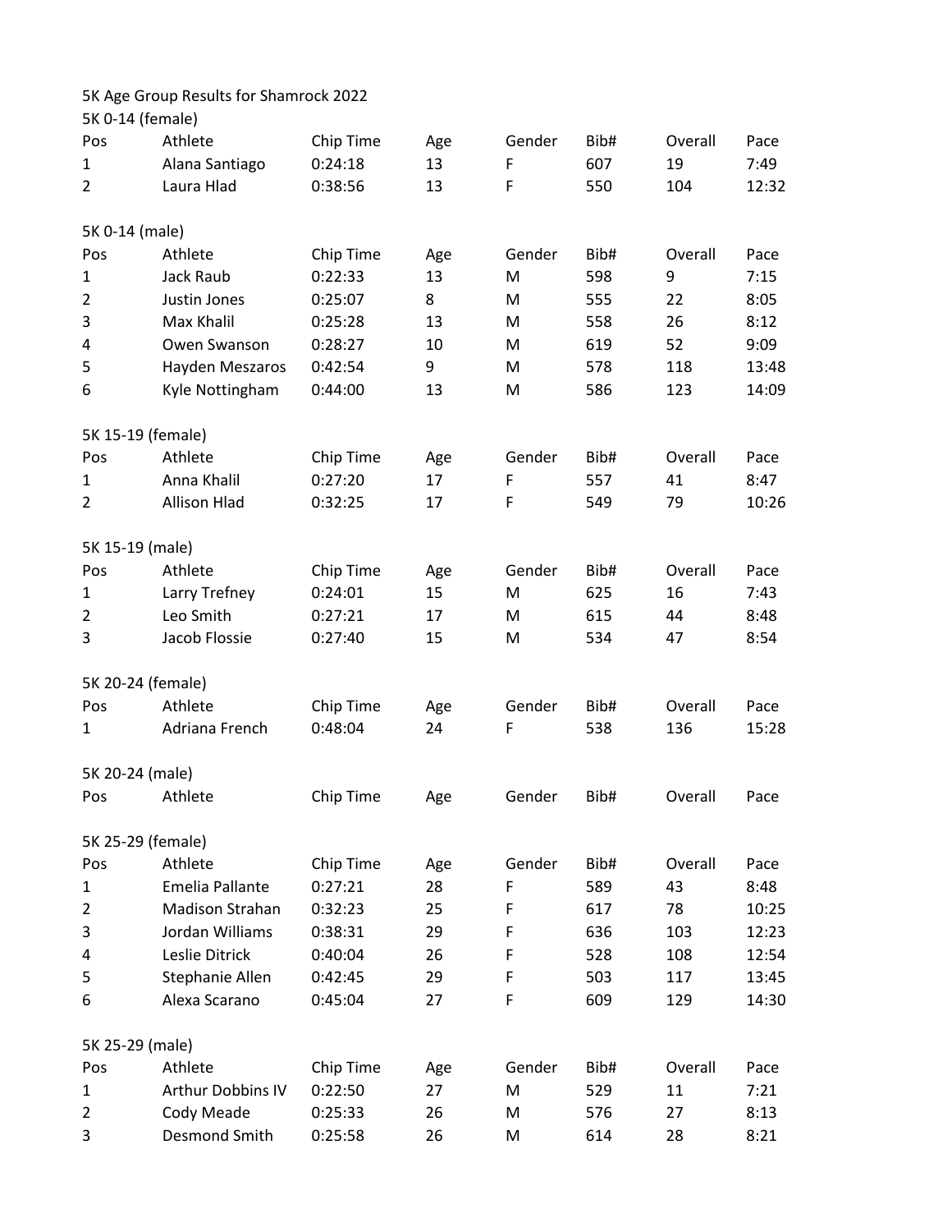# 5K Age Group Results for Shamrock 2022

## 5K 0-14 (female)

| Pos | Athlete | Chip Time | Age | Gender | Bib# | Overall | Pace |
|---|---|---|---|---|---|---|---|
| 1 | Alana Santiago | 0:24:18 | 13 | F | 607 | 19 | 7:49 |
| 2 | Laura Hlad | 0:38:56 | 13 | F | 550 | 104 | 12:32 |

## 5K 0-14 (male)

| Pos | Athlete | Chip Time | Age | Gender | Bib# | Overall | Pace |
|---|---|---|---|---|---|---|---|
| 1 | Jack Raub | 0:22:33 | 13 | M | 598 | 9 | 7:15 |
| 2 | Justin Jones | 0:25:07 | 8 | M | 555 | 22 | 8:05 |
| 3 | Max Khalil | 0:25:28 | 13 | M | 558 | 26 | 8:12 |
| 4 | Owen Swanson | 0:28:27 | 10 | M | 619 | 52 | 9:09 |
| 5 | Hayden Meszaros | 0:42:54 | 9 | M | 578 | 118 | 13:48 |
| 6 | Kyle Nottingham | 0:44:00 | 13 | M | 586 | 123 | 14:09 |

## 5K 15-19 (female)

| Pos | Athlete | Chip Time | Age | Gender | Bib# | Overall | Pace |
|---|---|---|---|---|---|---|---|
| 1 | Anna Khalil | 0:27:20 | 17 | F | 557 | 41 | 8:47 |
| 2 | Allison Hlad | 0:32:25 | 17 | F | 549 | 79 | 10:26 |

## 5K 15-19 (male)

| Pos | Athlete | Chip Time | Age | Gender | Bib# | Overall | Pace |
|---|---|---|---|---|---|---|---|
| 1 | Larry Trefney | 0:24:01 | 15 | M | 625 | 16 | 7:43 |
| 2 | Leo Smith | 0:27:21 | 17 | M | 615 | 44 | 8:48 |
| 3 | Jacob Flossie | 0:27:40 | 15 | M | 534 | 47 | 8:54 |

## 5K 20-24 (female)

| Pos | Athlete | Chip Time | Age | Gender | Bib# | Overall | Pace |
|---|---|---|---|---|---|---|---|
| 1 | Adriana French | 0:48:04 | 24 | F | 538 | 136 | 15:28 |

## 5K 20-24 (male)

| Pos | Athlete | Chip Time | Age | Gender | Bib# | Overall | Pace |
|---|---|---|---|---|---|---|---|

## 5K 25-29 (female)

| Pos | Athlete | Chip Time | Age | Gender | Bib# | Overall | Pace |
|---|---|---|---|---|---|---|---|
| 1 | Emelia Pallante | 0:27:21 | 28 | F | 589 | 43 | 8:48 |
| 2 | Madison Strahan | 0:32:23 | 25 | F | 617 | 78 | 10:25 |
| 3 | Jordan Williams | 0:38:31 | 29 | F | 636 | 103 | 12:23 |
| 4 | Leslie Ditrick | 0:40:04 | 26 | F | 528 | 108 | 12:54 |
| 5 | Stephanie Allen | 0:42:45 | 29 | F | 503 | 117 | 13:45 |
| 6 | Alexa Scarano | 0:45:04 | 27 | F | 609 | 129 | 14:30 |

## 5K 25-29 (male)

| Pos | Athlete | Chip Time | Age | Gender | Bib# | Overall | Pace |
|---|---|---|---|---|---|---|---|
| 1 | Arthur Dobbins IV | 0:22:50 | 27 | M | 529 | 11 | 7:21 |
| 2 | Cody Meade | 0:25:33 | 26 | M | 576 | 27 | 8:13 |
| 3 | Desmond Smith | 0:25:58 | 26 | M | 614 | 28 | 8:21 |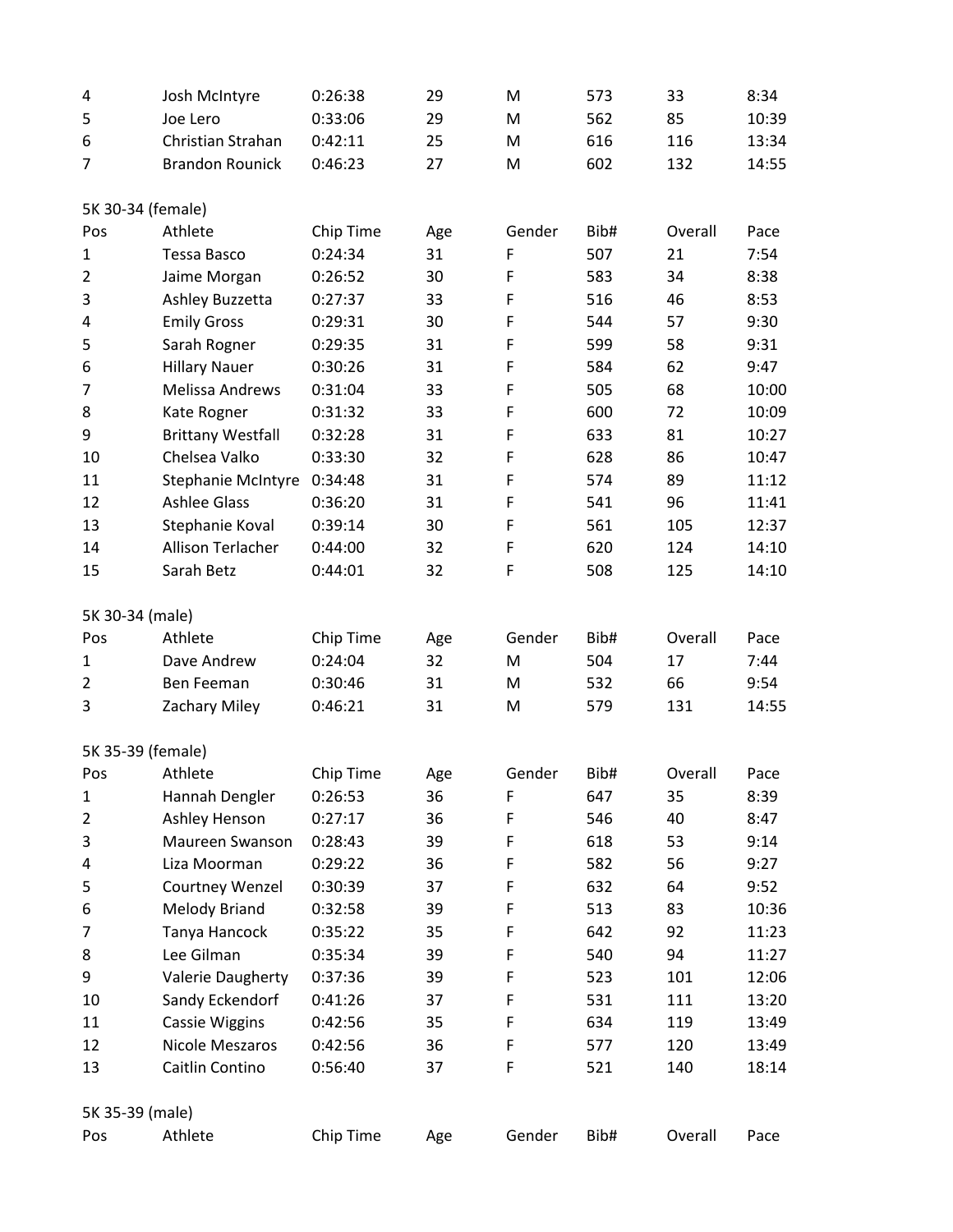| Pos | Athlete | Chip Time | Age | Gender | Bib# | Overall | Pace |
|---|---|---|---|---|---|---|---|
| 4 | Josh McIntyre | 0:26:38 | 29 | M | 573 | 33 | 8:34 |
| 5 | Joe Lero | 0:33:06 | 29 | M | 562 | 85 | 10:39 |
| 6 | Christian Strahan | 0:42:11 | 25 | M | 616 | 116 | 13:34 |
| 7 | Brandon Rounick | 0:46:23 | 27 | M | 602 | 132 | 14:55 |

5K 30-34 (female)

| Pos | Athlete | Chip Time | Age | Gender | Bib# | Overall | Pace |
|---|---|---|---|---|---|---|---|
| 1 | Tessa Basco | 0:24:34 | 31 | F | 507 | 21 | 7:54 |
| 2 | Jaime Morgan | 0:26:52 | 30 | F | 583 | 34 | 8:38 |
| 3 | Ashley Buzzetta | 0:27:37 | 33 | F | 516 | 46 | 8:53 |
| 4 | Emily Gross | 0:29:31 | 30 | F | 544 | 57 | 9:30 |
| 5 | Sarah Rogner | 0:29:35 | 31 | F | 599 | 58 | 9:31 |
| 6 | Hillary Nauer | 0:30:26 | 31 | F | 584 | 62 | 9:47 |
| 7 | Melissa Andrews | 0:31:04 | 33 | F | 505 | 68 | 10:00 |
| 8 | Kate Rogner | 0:31:32 | 33 | F | 600 | 72 | 10:09 |
| 9 | Brittany Westfall | 0:32:28 | 31 | F | 633 | 81 | 10:27 |
| 10 | Chelsea Valko | 0:33:30 | 32 | F | 628 | 86 | 10:47 |
| 11 | Stephanie McIntyre | 0:34:48 | 31 | F | 574 | 89 | 11:12 |
| 12 | Ashlee Glass | 0:36:20 | 31 | F | 541 | 96 | 11:41 |
| 13 | Stephanie Koval | 0:39:14 | 30 | F | 561 | 105 | 12:37 |
| 14 | Allison Terlacher | 0:44:00 | 32 | F | 620 | 124 | 14:10 |
| 15 | Sarah Betz | 0:44:01 | 32 | F | 508 | 125 | 14:10 |

5K 30-34 (male)

| Pos | Athlete | Chip Time | Age | Gender | Bib# | Overall | Pace |
|---|---|---|---|---|---|---|---|
| 1 | Dave Andrew | 0:24:04 | 32 | M | 504 | 17 | 7:44 |
| 2 | Ben Feeman | 0:30:46 | 31 | M | 532 | 66 | 9:54 |
| 3 | Zachary Miley | 0:46:21 | 31 | M | 579 | 131 | 14:55 |

5K 35-39 (female)

| Pos | Athlete | Chip Time | Age | Gender | Bib# | Overall | Pace |
|---|---|---|---|---|---|---|---|
| 1 | Hannah Dengler | 0:26:53 | 36 | F | 647 | 35 | 8:39 |
| 2 | Ashley Henson | 0:27:17 | 36 | F | 546 | 40 | 8:47 |
| 3 | Maureen Swanson | 0:28:43 | 39 | F | 618 | 53 | 9:14 |
| 4 | Liza Moorman | 0:29:22 | 36 | F | 582 | 56 | 9:27 |
| 5 | Courtney Wenzel | 0:30:39 | 37 | F | 632 | 64 | 9:52 |
| 6 | Melody Briand | 0:32:58 | 39 | F | 513 | 83 | 10:36 |
| 7 | Tanya Hancock | 0:35:22 | 35 | F | 642 | 92 | 11:23 |
| 8 | Lee Gilman | 0:35:34 | 39 | F | 540 | 94 | 11:27 |
| 9 | Valerie Daugherty | 0:37:36 | 39 | F | 523 | 101 | 12:06 |
| 10 | Sandy Eckendorf | 0:41:26 | 37 | F | 531 | 111 | 13:20 |
| 11 | Cassie Wiggins | 0:42:56 | 35 | F | 634 | 119 | 13:49 |
| 12 | Nicole Meszaros | 0:42:56 | 36 | F | 577 | 120 | 13:49 |
| 13 | Caitlin Contino | 0:56:40 | 37 | F | 521 | 140 | 18:14 |

5K 35-39 (male)

| Pos | Athlete | Chip Time | Age | Gender | Bib# | Overall | Pace |
|---|---|---|---|---|---|---|---|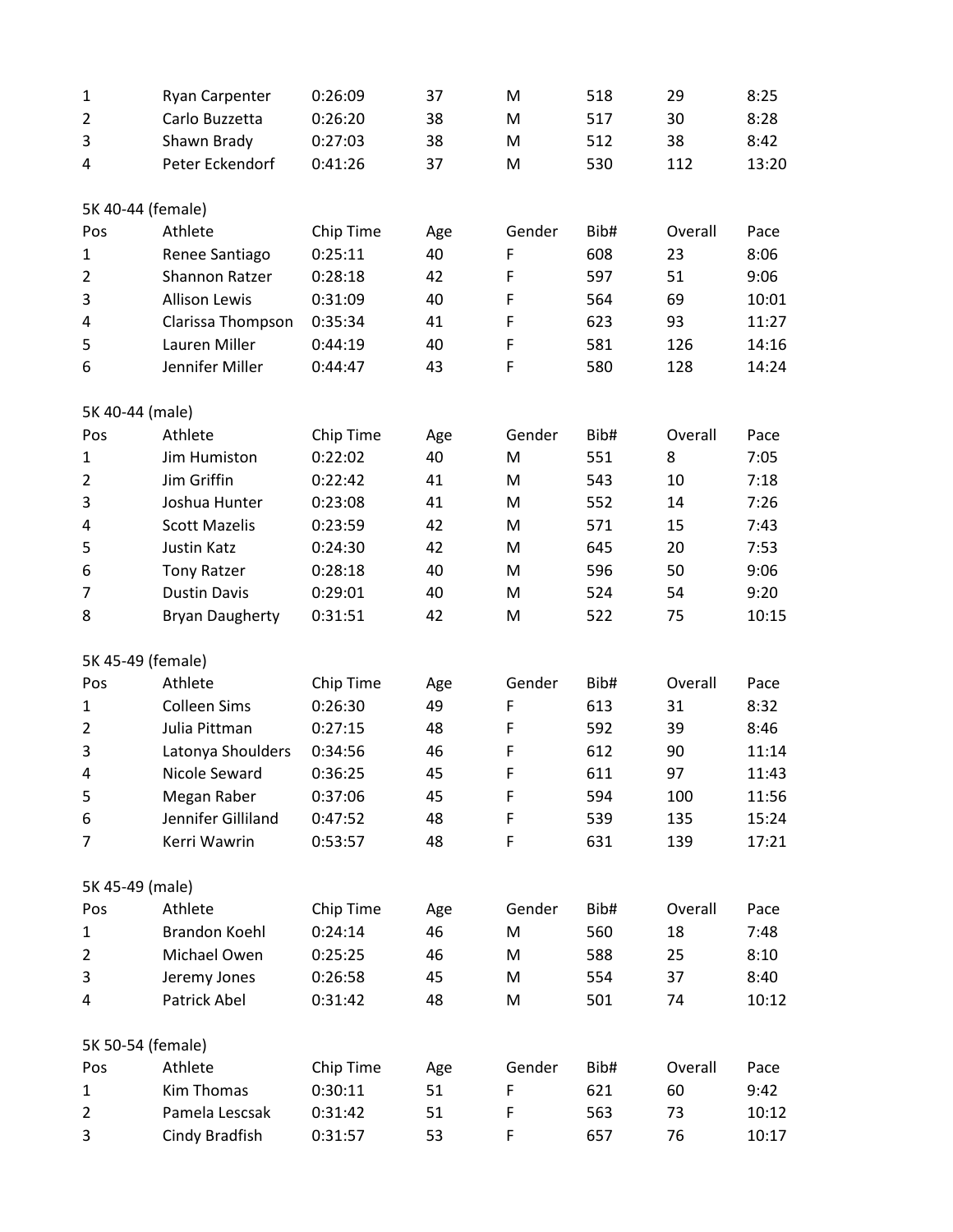| Pos | Athlete | Chip Time | Age | Gender | Bib# | Overall | Pace |
|---|---|---|---|---|---|---|---|
| 1 | Ryan Carpenter | 0:26:09 | 37 | M | 518 | 29 | 8:25 |
| 2 | Carlo Buzzetta | 0:26:20 | 38 | M | 517 | 30 | 8:28 |
| 3 | Shawn Brady | 0:27:03 | 38 | M | 512 | 38 | 8:42 |
| 4 | Peter Eckendorf | 0:41:26 | 37 | M | 530 | 112 | 13:20 |

5K 40-44 (female)

| Pos | Athlete | Chip Time | Age | Gender | Bib# | Overall | Pace |
|---|---|---|---|---|---|---|---|
| 1 | Renee Santiago | 0:25:11 | 40 | F | 608 | 23 | 8:06 |
| 2 | Shannon Ratzer | 0:28:18 | 42 | F | 597 | 51 | 9:06 |
| 3 | Allison Lewis | 0:31:09 | 40 | F | 564 | 69 | 10:01 |
| 4 | Clarissa Thompson | 0:35:34 | 41 | F | 623 | 93 | 11:27 |
| 5 | Lauren Miller | 0:44:19 | 40 | F | 581 | 126 | 14:16 |
| 6 | Jennifer Miller | 0:44:47 | 43 | F | 580 | 128 | 14:24 |

5K 40-44 (male)

| Pos | Athlete | Chip Time | Age | Gender | Bib# | Overall | Pace |
|---|---|---|---|---|---|---|---|
| 1 | Jim Humiston | 0:22:02 | 40 | M | 551 | 8 | 7:05 |
| 2 | Jim Griffin | 0:22:42 | 41 | M | 543 | 10 | 7:18 |
| 3 | Joshua Hunter | 0:23:08 | 41 | M | 552 | 14 | 7:26 |
| 4 | Scott Mazelis | 0:23:59 | 42 | M | 571 | 15 | 7:43 |
| 5 | Justin Katz | 0:24:30 | 42 | M | 645 | 20 | 7:53 |
| 6 | Tony Ratzer | 0:28:18 | 40 | M | 596 | 50 | 9:06 |
| 7 | Dustin Davis | 0:29:01 | 40 | M | 524 | 54 | 9:20 |
| 8 | Bryan Daugherty | 0:31:51 | 42 | M | 522 | 75 | 10:15 |

5K 45-49 (female)

| Pos | Athlete | Chip Time | Age | Gender | Bib# | Overall | Pace |
|---|---|---|---|---|---|---|---|
| 1 | Colleen Sims | 0:26:30 | 49 | F | 613 | 31 | 8:32 |
| 2 | Julia Pittman | 0:27:15 | 48 | F | 592 | 39 | 8:46 |
| 3 | Latonya Shoulders | 0:34:56 | 46 | F | 612 | 90 | 11:14 |
| 4 | Nicole Seward | 0:36:25 | 45 | F | 611 | 97 | 11:43 |
| 5 | Megan Raber | 0:37:06 | 45 | F | 594 | 100 | 11:56 |
| 6 | Jennifer Gilliland | 0:47:52 | 48 | F | 539 | 135 | 15:24 |
| 7 | Kerri Wawrin | 0:53:57 | 48 | F | 631 | 139 | 17:21 |

5K 45-49 (male)

| Pos | Athlete | Chip Time | Age | Gender | Bib# | Overall | Pace |
|---|---|---|---|---|---|---|---|
| 1 | Brandon Koehl | 0:24:14 | 46 | M | 560 | 18 | 7:48 |
| 2 | Michael Owen | 0:25:25 | 46 | M | 588 | 25 | 8:10 |
| 3 | Jeremy Jones | 0:26:58 | 45 | M | 554 | 37 | 8:40 |
| 4 | Patrick Abel | 0:31:42 | 48 | M | 501 | 74 | 10:12 |

5K 50-54 (female)

| Pos | Athlete | Chip Time | Age | Gender | Bib# | Overall | Pace |
|---|---|---|---|---|---|---|---|
| 1 | Kim Thomas | 0:30:11 | 51 | F | 621 | 60 | 9:42 |
| 2 | Pamela Lescsak | 0:31:42 | 51 | F | 563 | 73 | 10:12 |
| 3 | Cindy Bradfish | 0:31:57 | 53 | F | 657 | 76 | 10:17 |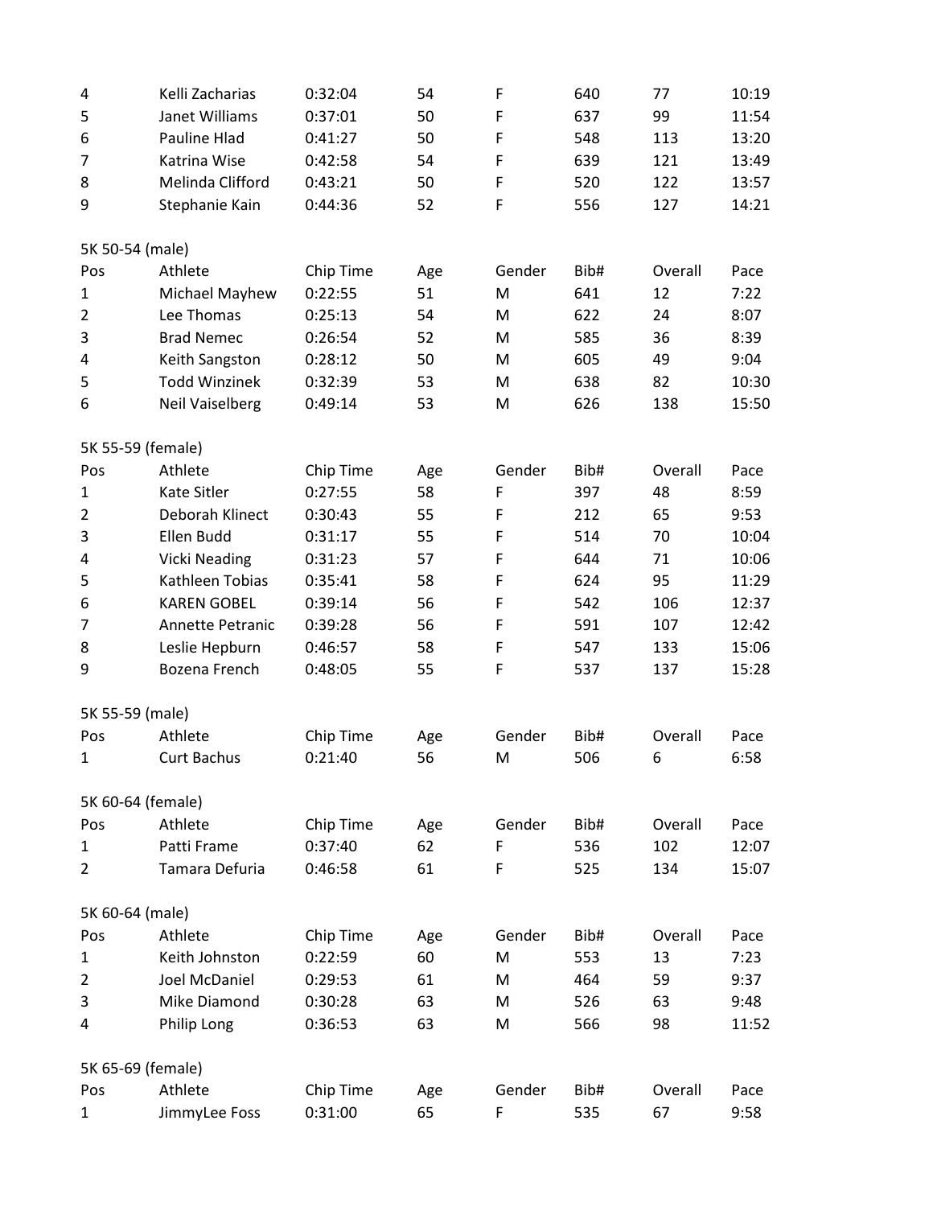| Pos | Athlete | Chip Time | Age | Gender | Bib# | Overall | Pace |
|---|---|---|---|---|---|---|---|
| 4 | Kelli Zacharias | 0:32:04 | 54 | F | 640 | 77 | 10:19 |
| 5 | Janet Williams | 0:37:01 | 50 | F | 637 | 99 | 11:54 |
| 6 | Pauline Hlad | 0:41:27 | 50 | F | 548 | 113 | 13:20 |
| 7 | Katrina Wise | 0:42:58 | 54 | F | 639 | 121 | 13:49 |
| 8 | Melinda Clifford | 0:43:21 | 50 | F | 520 | 122 | 13:57 |
| 9 | Stephanie Kain | 0:44:36 | 52 | F | 556 | 127 | 14:21 |

5K 50-54 (male)

| Pos | Athlete | Chip Time | Age | Gender | Bib# | Overall | Pace |
|---|---|---|---|---|---|---|---|
| 1 | Michael Mayhew | 0:22:55 | 51 | M | 641 | 12 | 7:22 |
| 2 | Lee Thomas | 0:25:13 | 54 | M | 622 | 24 | 8:07 |
| 3 | Brad Nemec | 0:26:54 | 52 | M | 585 | 36 | 8:39 |
| 4 | Keith Sangston | 0:28:12 | 50 | M | 605 | 49 | 9:04 |
| 5 | Todd Winzinek | 0:32:39 | 53 | M | 638 | 82 | 10:30 |
| 6 | Neil Vaiselberg | 0:49:14 | 53 | M | 626 | 138 | 15:50 |

5K 55-59 (female)

| Pos | Athlete | Chip Time | Age | Gender | Bib# | Overall | Pace |
|---|---|---|---|---|---|---|---|
| 1 | Kate Sitler | 0:27:55 | 58 | F | 397 | 48 | 8:59 |
| 2 | Deborah Klinect | 0:30:43 | 55 | F | 212 | 65 | 9:53 |
| 3 | Ellen Budd | 0:31:17 | 55 | F | 514 | 70 | 10:04 |
| 4 | Vicki Neading | 0:31:23 | 57 | F | 644 | 71 | 10:06 |
| 5 | Kathleen Tobias | 0:35:41 | 58 | F | 624 | 95 | 11:29 |
| 6 | KAREN GOBEL | 0:39:14 | 56 | F | 542 | 106 | 12:37 |
| 7 | Annette Petranic | 0:39:28 | 56 | F | 591 | 107 | 12:42 |
| 8 | Leslie Hepburn | 0:46:57 | 58 | F | 547 | 133 | 15:06 |
| 9 | Bozena French | 0:48:05 | 55 | F | 537 | 137 | 15:28 |

5K 55-59 (male)

| Pos | Athlete | Chip Time | Age | Gender | Bib# | Overall | Pace |
|---|---|---|---|---|---|---|---|
| 1 | Curt Bachus | 0:21:40 | 56 | M | 506 | 6 | 6:58 |

5K 60-64 (female)

| Pos | Athlete | Chip Time | Age | Gender | Bib# | Overall | Pace |
|---|---|---|---|---|---|---|---|
| 1 | Patti Frame | 0:37:40 | 62 | F | 536 | 102 | 12:07 |
| 2 | Tamara Defuria | 0:46:58 | 61 | F | 525 | 134 | 15:07 |

5K 60-64 (male)

| Pos | Athlete | Chip Time | Age | Gender | Bib# | Overall | Pace |
|---|---|---|---|---|---|---|---|
| 1 | Keith Johnston | 0:22:59 | 60 | M | 553 | 13 | 7:23 |
| 2 | Joel McDaniel | 0:29:53 | 61 | M | 464 | 59 | 9:37 |
| 3 | Mike Diamond | 0:30:28 | 63 | M | 526 | 63 | 9:48 |
| 4 | Philip Long | 0:36:53 | 63 | M | 566 | 98 | 11:52 |

5K 65-69 (female)

| Pos | Athlete | Chip Time | Age | Gender | Bib# | Overall | Pace |
|---|---|---|---|---|---|---|---|
| 1 | JimmyLee Foss | 0:31:00 | 65 | F | 535 | 67 | 9:58 |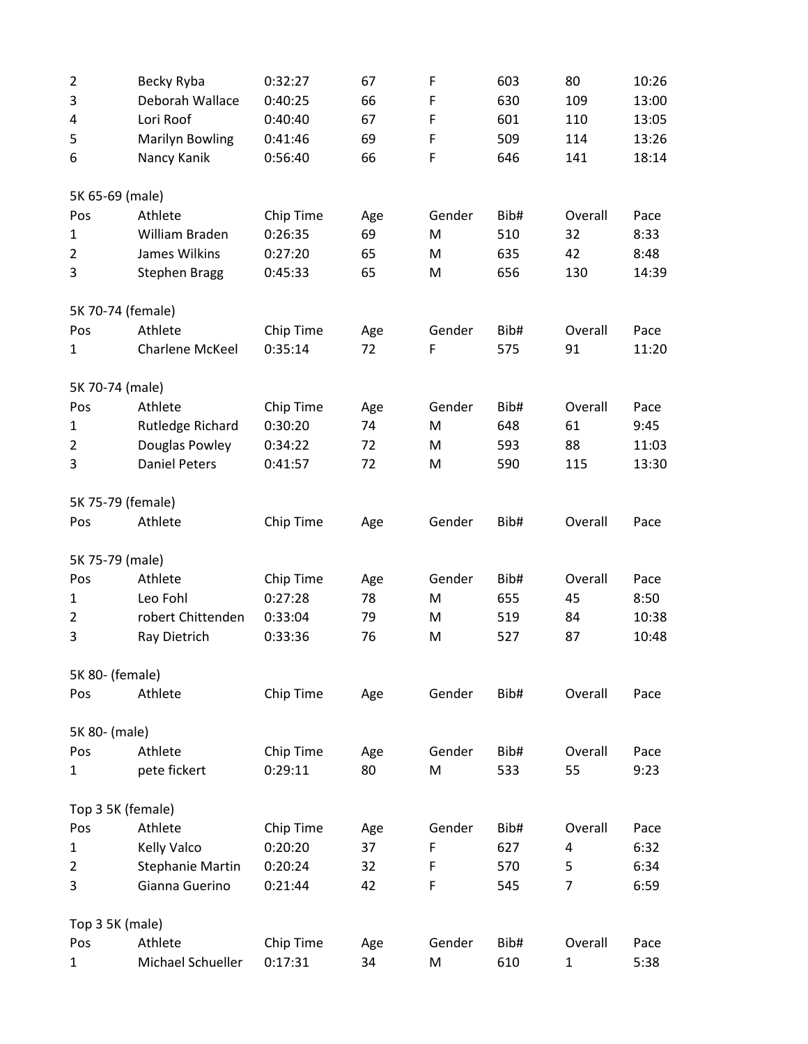| Pos | Athlete | Chip Time | Age | Gender | Bib# | Overall | Pace |
|---|---|---|---|---|---|---|---|
| 2 | Becky Ryba | 0:32:27 | 67 | F | 603 | 80 | 10:26 |
| 3 | Deborah Wallace | 0:40:25 | 66 | F | 630 | 109 | 13:00 |
| 4 | Lori Roof | 0:40:40 | 67 | F | 601 | 110 | 13:05 |
| 5 | Marilyn Bowling | 0:41:46 | 69 | F | 509 | 114 | 13:26 |
| 6 | Nancy Kanik | 0:56:40 | 66 | F | 646 | 141 | 18:14 |

5K 65-69 (male)

| Pos | Athlete | Chip Time | Age | Gender | Bib# | Overall | Pace |
|---|---|---|---|---|---|---|---|
| 1 | William Braden | 0:26:35 | 69 | M | 510 | 32 | 8:33 |
| 2 | James Wilkins | 0:27:20 | 65 | M | 635 | 42 | 8:48 |
| 3 | Stephen Bragg | 0:45:33 | 65 | M | 656 | 130 | 14:39 |

5K 70-74 (female)

| Pos | Athlete | Chip Time | Age | Gender | Bib# | Overall | Pace |
|---|---|---|---|---|---|---|---|
| 1 | Charlene McKeel | 0:35:14 | 72 | F | 575 | 91 | 11:20 |

5K 70-74 (male)

| Pos | Athlete | Chip Time | Age | Gender | Bib# | Overall | Pace |
|---|---|---|---|---|---|---|---|
| 1 | Rutledge Richard | 0:30:20 | 74 | M | 648 | 61 | 9:45 |
| 2 | Douglas Powley | 0:34:22 | 72 | M | 593 | 88 | 11:03 |
| 3 | Daniel Peters | 0:41:57 | 72 | M | 590 | 115 | 13:30 |

5K 75-79 (female)

| Pos | Athlete | Chip Time | Age | Gender | Bib# | Overall | Pace |
|---|---|---|---|---|---|---|---|

5K 75-79 (male)

| Pos | Athlete | Chip Time | Age | Gender | Bib# | Overall | Pace |
|---|---|---|---|---|---|---|---|
| 1 | Leo Fohl | 0:27:28 | 78 | M | 655 | 45 | 8:50 |
| 2 | robert Chittenden | 0:33:04 | 79 | M | 519 | 84 | 10:38 |
| 3 | Ray Dietrich | 0:33:36 | 76 | M | 527 | 87 | 10:48 |

5K 80- (female)

| Pos | Athlete | Chip Time | Age | Gender | Bib# | Overall | Pace |
|---|---|---|---|---|---|---|---|

5K 80- (male)

| Pos | Athlete | Chip Time | Age | Gender | Bib# | Overall | Pace |
|---|---|---|---|---|---|---|---|
| 1 | pete fickert | 0:29:11 | 80 | M | 533 | 55 | 9:23 |

Top 3 5K (female)

| Pos | Athlete | Chip Time | Age | Gender | Bib# | Overall | Pace |
|---|---|---|---|---|---|---|---|
| 1 | Kelly Valco | 0:20:20 | 37 | F | 627 | 4 | 6:32 |
| 2 | Stephanie Martin | 0:20:24 | 32 | F | 570 | 5 | 6:34 |
| 3 | Gianna Guerino | 0:21:44 | 42 | F | 545 | 7 | 6:59 |

Top 3 5K (male)

| Pos | Athlete | Chip Time | Age | Gender | Bib# | Overall | Pace |
|---|---|---|---|---|---|---|---|
| 1 | Michael Schueller | 0:17:31 | 34 | M | 610 | 1 | 5:38 |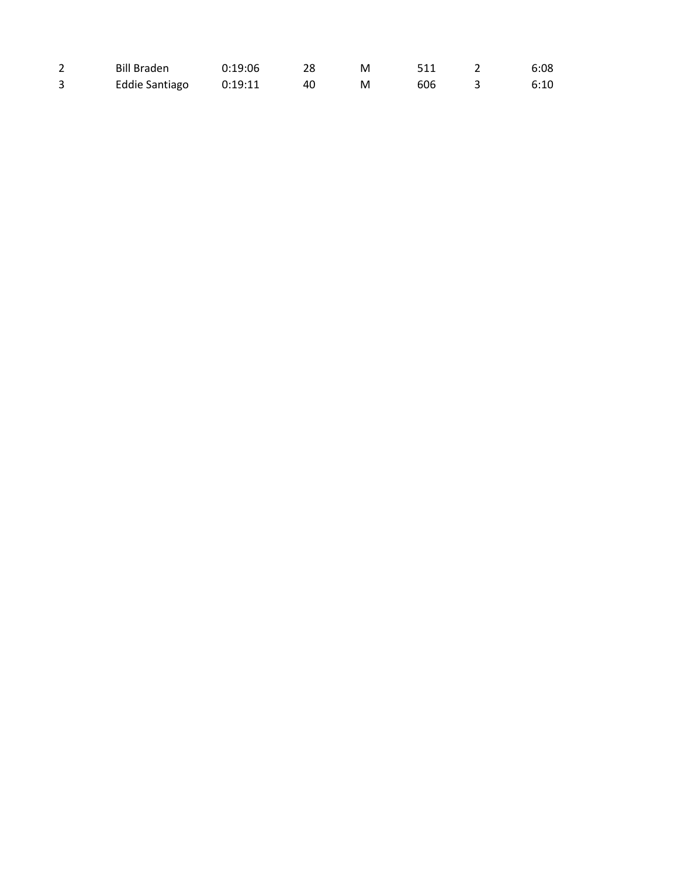| | | | | | | | |
|---|---|---|---|---|---|---|---|
| 2 | Bill Braden | 0:19:06 | 28 | M | 511 | 2 | 6:08 |
| 3 | Eddie Santiago | 0:19:11 | 40 | M | 606 | 3 | 6:10 |